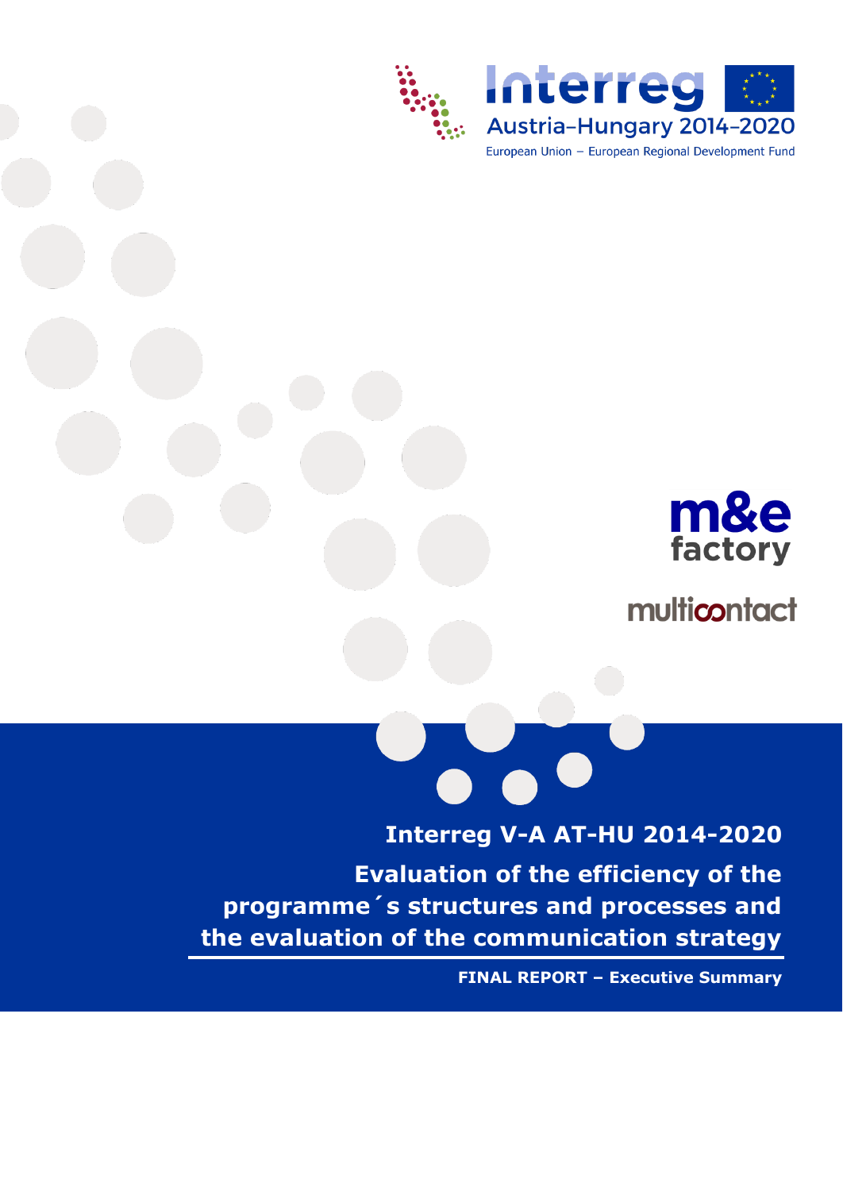Interreg

Austria–Hungary 2014–2020

European Union – European Regional Development Fund

m&e factory

multicontact

# Interreg V-A AT-HU 2014-2020

## Evaluation of the efficiency of the programme´s structures and processes and the evaluation of the communication strategy

**FINAL REPORT – Executive Summary**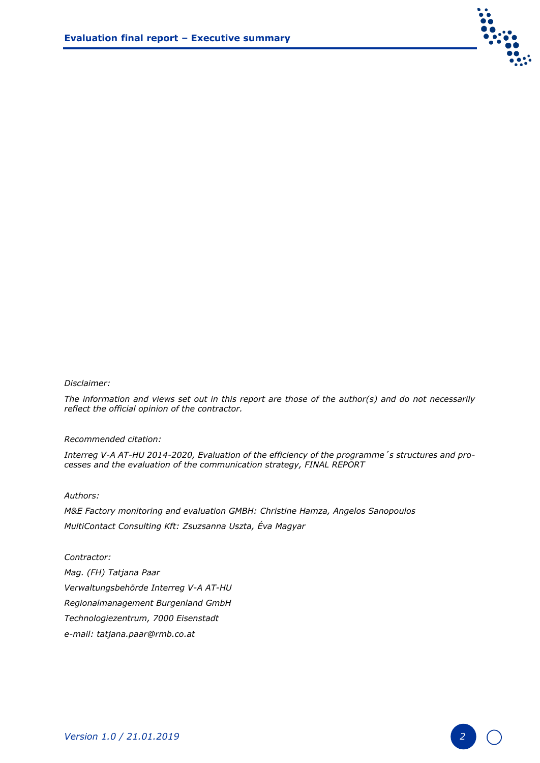*Disclaimer:*

*The information and views set out in this report are those of the author(s) and do not necessarily reflect the official opinion of the contractor.*

*Recommended citation:*

*Interreg V-A AT-HU 2014-2020, Evaluation of the efficiency of the programme´s structures and processes and the evaluation of the communication strategy, FINAL REPORT*

*Authors:*

*M&E Factory monitoring and evaluation GMBH: Christine Hamza, Angelos Sanopoulos*

*MultiContact Consulting Kft: Zsuzsanna Uszta, Éva Magyar*

*Contractor:*

*Mag. (FH) Tatjana Paar*

*Verwaltungsbehörde Interreg V-A AT-HU*

*Regionalmanagement Burgenland GmbH*

*Technologiezentrum, 7000 Eisenstadt*

*e-mail: tatjana.paar@rmb.co.at*

*Version 1.0 / 21.01.2019*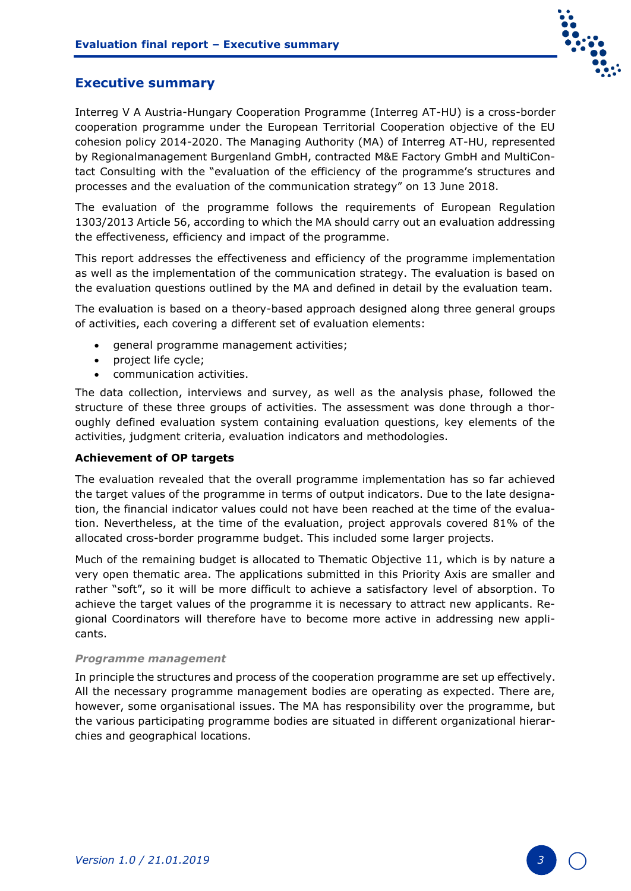# Executive summary

Interreg V A Austria-Hungary Cooperation Programme (Interreg AT-HU) is a cross-border cooperation programme under the European Territorial Cooperation objective of the EU cohesion policy 2014-2020. The Managing Authority (MA) of Interreg AT-HU, represented by Regionalmanagement Burgenland GmbH, contracted M&E Factory GmbH and MultiContact Consulting with the "evaluation of the efficiency of the programme's structures and processes and the evaluation of the communication strategy" on 13 June 2018.

The evaluation of the programme follows the requirements of European Regulation 1303/2013 Article 56, according to which the MA should carry out an evaluation addressing the effectiveness, efficiency and impact of the programme.

This report addresses the effectiveness and efficiency of the programme implementation as well as the implementation of the communication strategy. The evaluation is based on the evaluation questions outlined by the MA and defined in detail by the evaluation team.

The evaluation is based on a theory-based approach designed along three general groups of activities, each covering a different set of evaluation elements:

- general programme management activities;
- project life cycle;
- communication activities.

The data collection, interviews and survey, as well as the analysis phase, followed the structure of these three groups of activities. The assessment was done through a thoroughly defined evaluation system containing evaluation questions, key elements of the activities, judgment criteria, evaluation indicators and methodologies.

**Achievement of OP targets**

The evaluation revealed that the overall programme implementation has so far achieved the target values of the programme in terms of output indicators. Due to the late designation, the financial indicator values could not have been reached at the time of the evaluation. Nevertheless, at the time of the evaluation, project approvals covered 81% of the allocated cross-border programme budget. This included some larger projects.

Much of the remaining budget is allocated to Thematic Objective 11, which is by nature a very open thematic area. The applications submitted in this Priority Axis are smaller and rather "soft", so it will be more difficult to achieve a satisfactory level of absorption. To achieve the target values of the programme it is necessary to attract new applicants. Regional Coordinators will therefore have to become more active in addressing new applicants.

***Programme management***

In principle the structures and process of the cooperation programme are set up effectively. All the necessary programme management bodies are operating as expected. There are, however, some organisational issues. The MA has responsibility over the programme, but the various participating programme bodies are situated in different organizational hierarchies and geographical locations.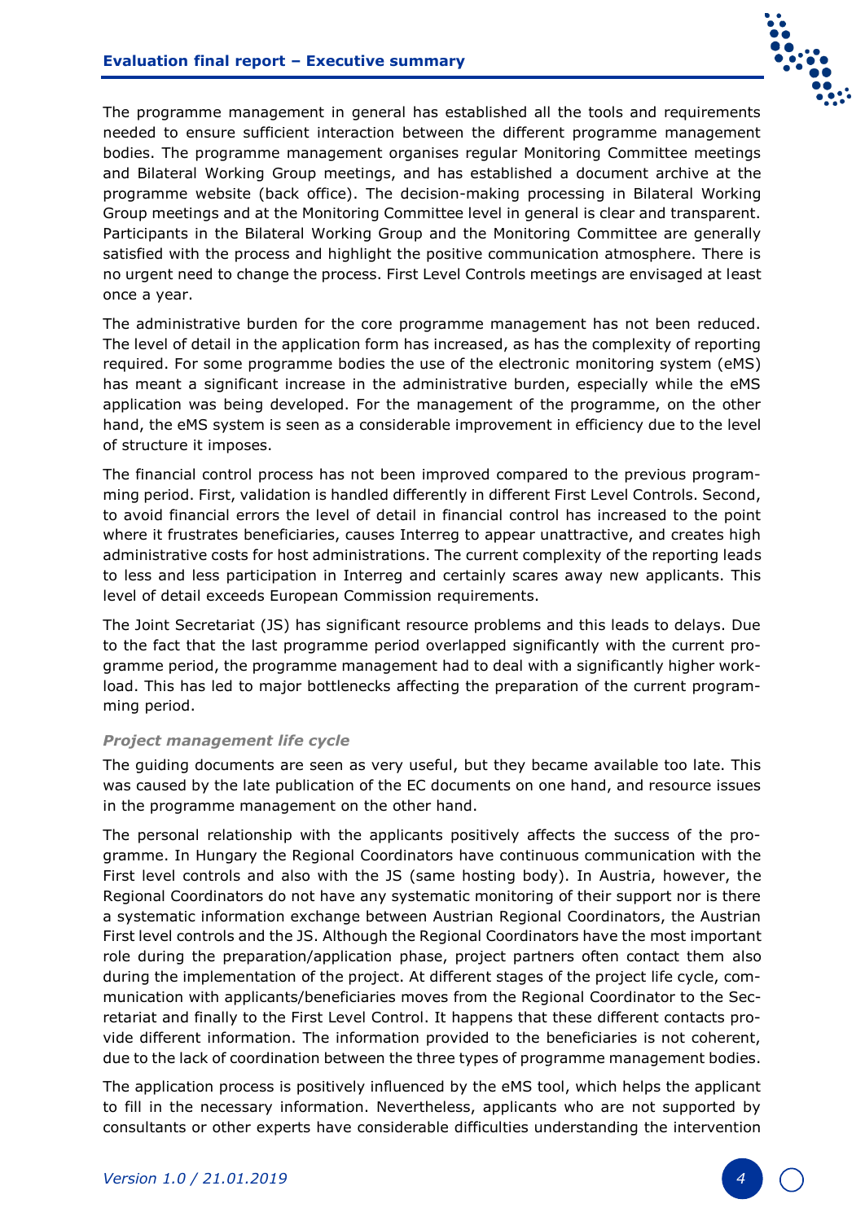The programme management in general has established all the tools and requirements needed to ensure sufficient interaction between the different programme management bodies. The programme management organises regular Monitoring Committee meetings and Bilateral Working Group meetings, and has established a document archive at the programme website (back office). The decision-making processing in Bilateral Working Group meetings and at the Monitoring Committee level in general is clear and transparent. Participants in the Bilateral Working Group and the Monitoring Committee are generally satisfied with the process and highlight the positive communication atmosphere. There is no urgent need to change the process. First Level Controls meetings are envisaged at least once a year.

The administrative burden for the core programme management has not been reduced. The level of detail in the application form has increased, as has the complexity of reporting required. For some programme bodies the use of the electronic monitoring system (eMS) has meant a significant increase in the administrative burden, especially while the eMS application was being developed. For the management of the programme, on the other hand, the eMS system is seen as a considerable improvement in efficiency due to the level of structure it imposes.

The financial control process has not been improved compared to the previous programming period. First, validation is handled differently in different First Level Controls. Second, to avoid financial errors the level of detail in financial control has increased to the point where it frustrates beneficiaries, causes Interreg to appear unattractive, and creates high administrative costs for host administrations. The current complexity of the reporting leads to less and less participation in Interreg and certainly scares away new applicants. This level of detail exceeds European Commission requirements.

The Joint Secretariat (JS) has significant resource problems and this leads to delays. Due to the fact that the last programme period overlapped significantly with the current programme period, the programme management had to deal with a significantly higher workload. This has led to major bottlenecks affecting the preparation of the current programming period.

#### *Project management life cycle*

The guiding documents are seen as very useful, but they became available too late. This was caused by the late publication of the EC documents on one hand, and resource issues in the programme management on the other hand.

The personal relationship with the applicants positively affects the success of the programme. In Hungary the Regional Coordinators have continuous communication with the First level controls and also with the JS (same hosting body). In Austria, however, the Regional Coordinators do not have any systematic monitoring of their support nor is there a systematic information exchange between Austrian Regional Coordinators, the Austrian First level controls and the JS. Although the Regional Coordinators have the most important role during the preparation/application phase, project partners often contact them also during the implementation of the project. At different stages of the project life cycle, communication with applicants/beneficiaries moves from the Regional Coordinator to the Secretariat and finally to the First Level Control. It happens that these different contacts provide different information. The information provided to the beneficiaries is not coherent, due to the lack of coordination between the three types of programme management bodies.

The application process is positively influenced by the eMS tool, which helps the applicant to fill in the necessary information. Nevertheless, applicants who are not supported by consultants or other experts have considerable difficulties understanding the intervention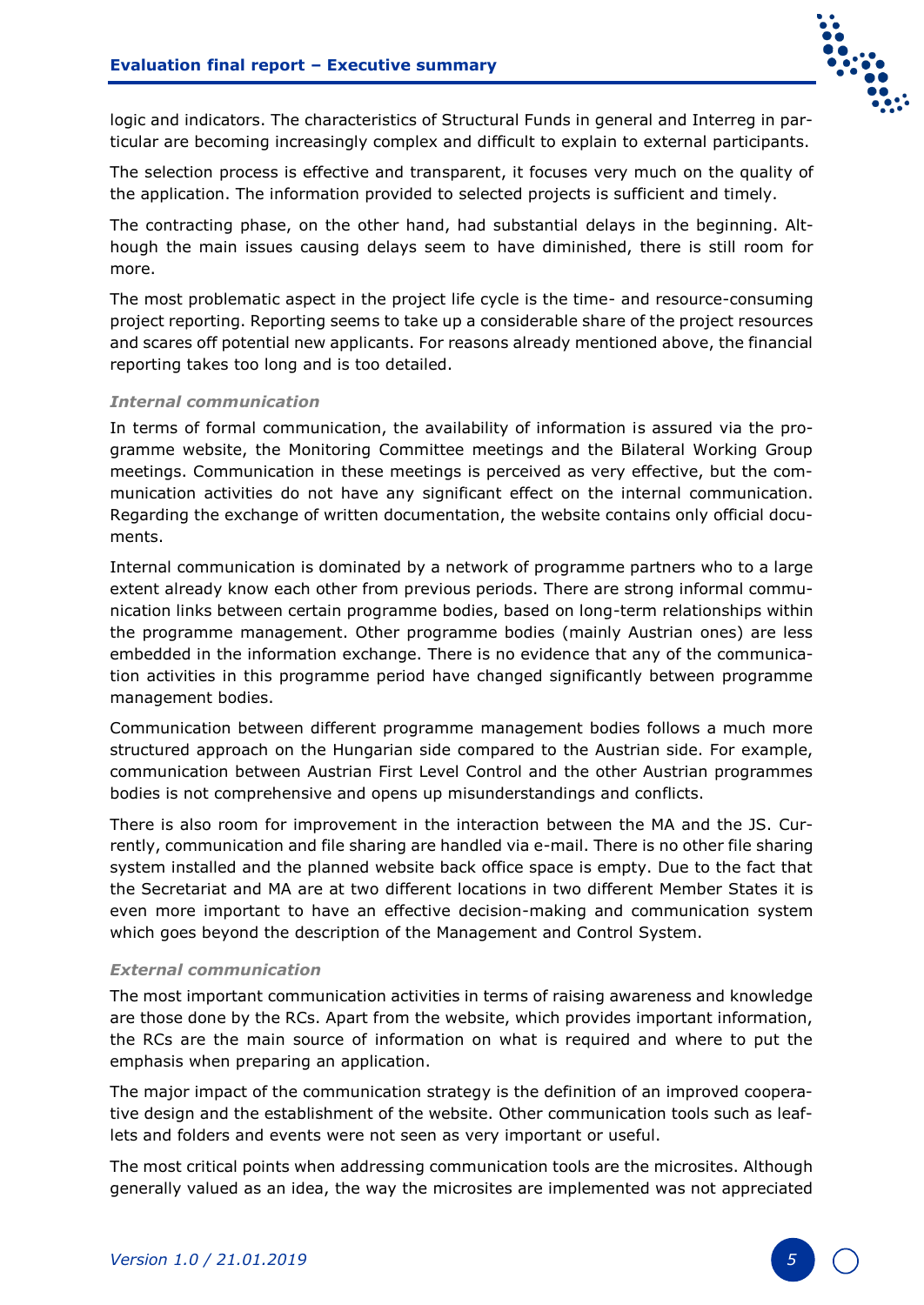logic and indicators. The characteristics of Structural Funds in general and Interreg in particular are becoming increasingly complex and difficult to explain to external participants.

The selection process is effective and transparent, it focuses very much on the quality of the application. The information provided to selected projects is sufficient and timely.

The contracting phase, on the other hand, had substantial delays in the beginning. Although the main issues causing delays seem to have diminished, there is still room for more.

The most problematic aspect in the project life cycle is the time- and resource-consuming project reporting. Reporting seems to take up a considerable share of the project resources and scares off potential new applicants. For reasons already mentioned above, the financial reporting takes too long and is too detailed.

***Internal communication***

In terms of formal communication, the availability of information is assured via the programme website, the Monitoring Committee meetings and the Bilateral Working Group meetings. Communication in these meetings is perceived as very effective, but the communication activities do not have any significant effect on the internal communication. Regarding the exchange of written documentation, the website contains only official documents.

Internal communication is dominated by a network of programme partners who to a large extent already know each other from previous periods. There are strong informal communication links between certain programme bodies, based on long-term relationships within the programme management. Other programme bodies (mainly Austrian ones) are less embedded in the information exchange. There is no evidence that any of the communication activities in this programme period have changed significantly between programme management bodies.

Communication between different programme management bodies follows a much more structured approach on the Hungarian side compared to the Austrian side. For example, communication between Austrian First Level Control and the other Austrian programmes bodies is not comprehensive and opens up misunderstandings and conflicts.

There is also room for improvement in the interaction between the MA and the JS. Currently, communication and file sharing are handled via e-mail. There is no other file sharing system installed and the planned website back office space is empty. Due to the fact that the Secretariat and MA are at two different locations in two different Member States it is even more important to have an effective decision-making and communication system which goes beyond the description of the Management and Control System.

***External communication***

The most important communication activities in terms of raising awareness and knowledge are those done by the RCs. Apart from the website, which provides important information, the RCs are the main source of information on what is required and where to put the emphasis when preparing an application.

The major impact of the communication strategy is the definition of an improved cooperative design and the establishment of the website. Other communication tools such as leaflets and folders and events were not seen as very important or useful.

The most critical points when addressing communication tools are the microsites. Although generally valued as an idea, the way the microsites are implemented was not appreciated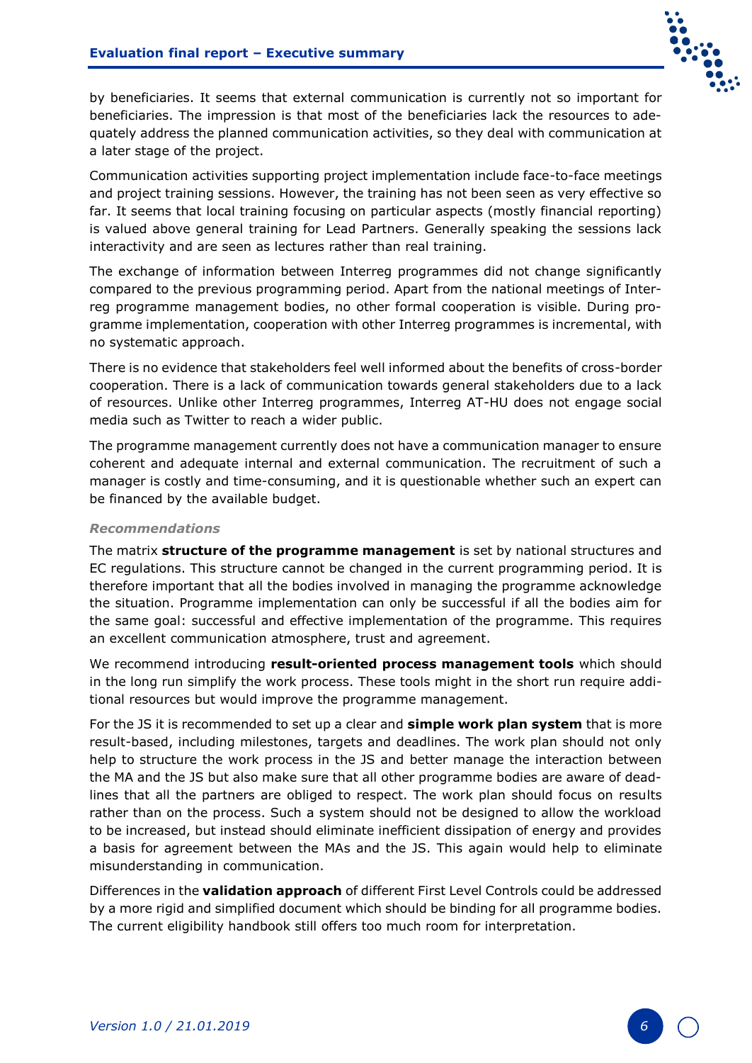by beneficiaries. It seems that external communication is currently not so important for beneficiaries. The impression is that most of the beneficiaries lack the resources to adequately address the planned communication activities, so they deal with communication at a later stage of the project.

Communication activities supporting project implementation include face-to-face meetings and project training sessions. However, the training has not been seen as very effective so far. It seems that local training focusing on particular aspects (mostly financial reporting) is valued above general training for Lead Partners. Generally speaking the sessions lack interactivity and are seen as lectures rather than real training.

The exchange of information between Interreg programmes did not change significantly compared to the previous programming period. Apart from the national meetings of Interreg programme management bodies, no other formal cooperation is visible. During programme implementation, cooperation with other Interreg programmes is incremental, with no systematic approach.

There is no evidence that stakeholders feel well informed about the benefits of cross-border cooperation. There is a lack of communication towards general stakeholders due to a lack of resources. Unlike other Interreg programmes, Interreg AT-HU does not engage social media such as Twitter to reach a wider public.

The programme management currently does not have a communication manager to ensure coherent and adequate internal and external communication. The recruitment of such a manager is costly and time-consuming, and it is questionable whether such an expert can be financed by the available budget.

***Recommendations***

The matrix **structure of the programme management** is set by national structures and EC regulations. This structure cannot be changed in the current programming period. It is therefore important that all the bodies involved in managing the programme acknowledge the situation. Programme implementation can only be successful if all the bodies aim for the same goal: successful and effective implementation of the programme. This requires an excellent communication atmosphere, trust and agreement.

We recommend introducing **result-oriented process management tools** which should in the long run simplify the work process. These tools might in the short run require additional resources but would improve the programme management.

For the JS it is recommended to set up a clear and **simple work plan system** that is more result-based, including milestones, targets and deadlines. The work plan should not only help to structure the work process in the JS and better manage the interaction between the MA and the JS but also make sure that all other programme bodies are aware of deadlines that all the partners are obliged to respect. The work plan should focus on results rather than on the process. Such a system should not be designed to allow the workload to be increased, but instead should eliminate inefficient dissipation of energy and provides a basis for agreement between the MAs and the JS. This again would help to eliminate misunderstanding in communication.

Differences in the **validation approach** of different First Level Controls could be addressed by a more rigid and simplified document which should be binding for all programme bodies. The current eligibility handbook still offers too much room for interpretation.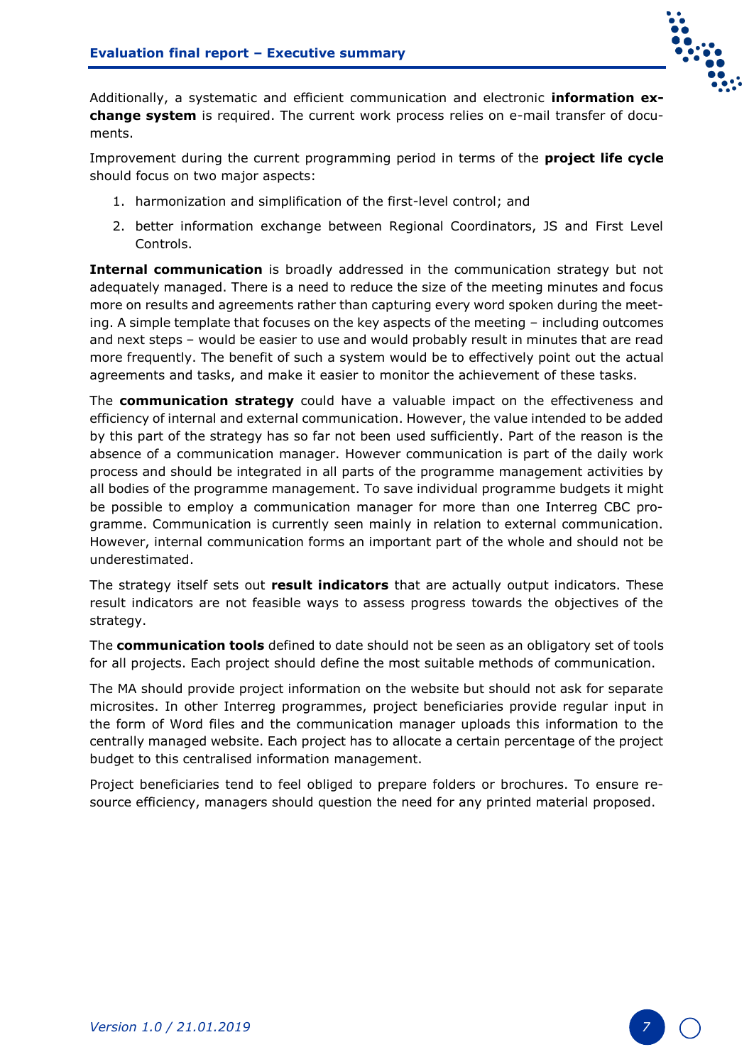Additionally, a systematic and efficient communication and electronic **information exchange system** is required. The current work process relies on e-mail transfer of documents.

Improvement during the current programming period in terms of the **project life cycle** should focus on two major aspects:

1. harmonization and simplification of the first-level control; and
2. better information exchange between Regional Coordinators, JS and First Level Controls.

**Internal communication** is broadly addressed in the communication strategy but not adequately managed. There is a need to reduce the size of the meeting minutes and focus more on results and agreements rather than capturing every word spoken during the meeting. A simple template that focuses on the key aspects of the meeting – including outcomes and next steps – would be easier to use and would probably result in minutes that are read more frequently. The benefit of such a system would be to effectively point out the actual agreements and tasks, and make it easier to monitor the achievement of these tasks.

The **communication strategy** could have a valuable impact on the effectiveness and efficiency of internal and external communication. However, the value intended to be added by this part of the strategy has so far not been used sufficiently. Part of the reason is the absence of a communication manager. However communication is part of the daily work process and should be integrated in all parts of the programme management activities by all bodies of the programme management. To save individual programme budgets it might be possible to employ a communication manager for more than one Interreg CBC programme. Communication is currently seen mainly in relation to external communication. However, internal communication forms an important part of the whole and should not be underestimated.

The strategy itself sets out **result indicators** that are actually output indicators. These result indicators are not feasible ways to assess progress towards the objectives of the strategy.

The **communication tools** defined to date should not be seen as an obligatory set of tools for all projects. Each project should define the most suitable methods of communication.

The MA should provide project information on the website but should not ask for separate microsites. In other Interreg programmes, project beneficiaries provide regular input in the form of Word files and the communication manager uploads this information to the centrally managed website. Each project has to allocate a certain percentage of the project budget to this centralised information management.

Project beneficiaries tend to feel obliged to prepare folders or brochures. To ensure resource efficiency, managers should question the need for any printed material proposed.